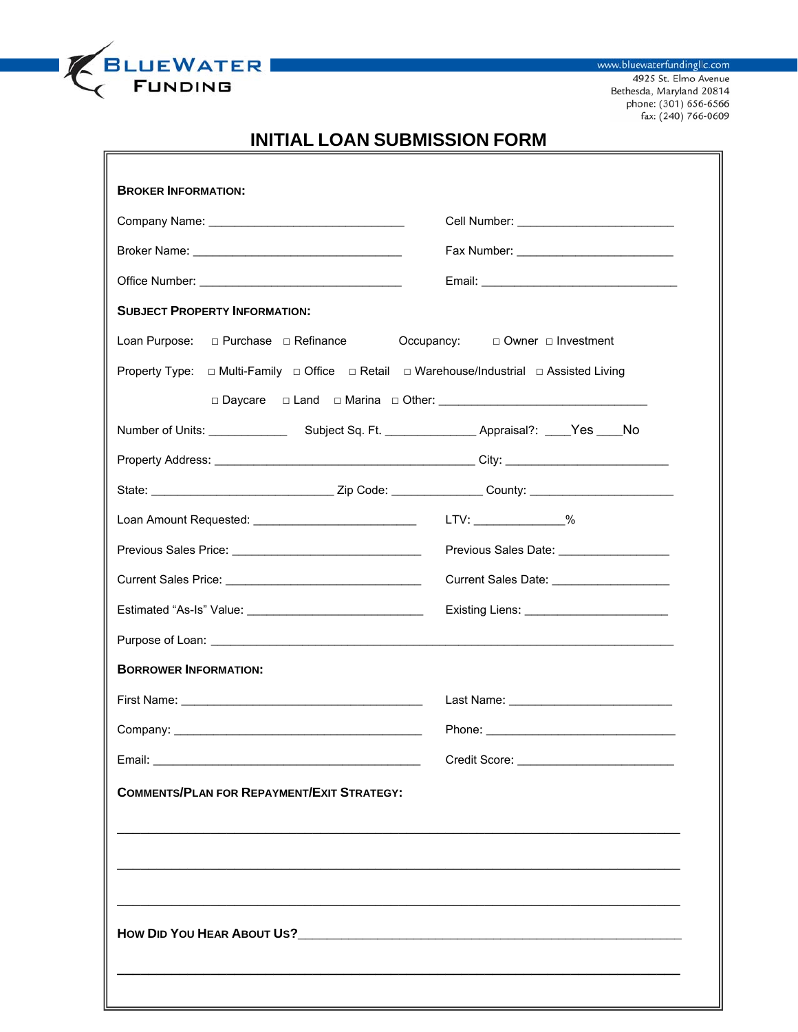BLUEWATER FUNDING

www.bluewaterfundingllc.com
4925 St. Elmo Avenue
Bethesda, Maryland 20814
phone: (301) 656-6566
fax: (240) 766-0609

# INITIAL LOAN SUBMISSION FORM

## BROKER INFORMATION:

Company Name: ______________________________ Cell Number: ________________________

Broker Name: ________________________________ Fax Number: ________________________

Office Number: _______________________________ Email: ______________________________

## SUBJECT PROPERTY INFORMATION:

Loan Purpose: □ Purchase □ Refinance Occupancy: □ Owner □ Investment

Property Type: □ Multi-Family □ Office □ Retail □ Warehouse/Industrial □ Assisted Living

□ Daycare □ Land □ Marina □ Other: ________________________________

Number of Units: ____________ Subject Sq. Ft. ______________ Appraisal?: ____Yes ____No

Property Address: ________________________________________ City: _________________________

State: ____________________________ Zip Code: ______________ County: ______________________

Loan Amount Requested: _________________________ LTV: ______________%

Previous Sales Price: ____________________________ Previous Sales Date: _________________

Current Sales Price: ______________________________ Current Sales Date: __________________

Estimated "As-Is" Value: ___________________________ Existing Liens: ______________________

Purpose of Loan: _______________________________________________________________________

## BORROWER INFORMATION:

First Name: _____________________________________ Last Name: _________________________

Company: _______________________________________ Phone: _____________________________

Email: __________________________________________ Credit Score: ________________________

## COMMENTS/PLAN FOR REPAYMENT/EXIT STRATEGY:

_______________________________________________________________________________

_______________________________________________________________________________

_______________________________________________________________________________

## HOW DID YOU HEAR ABOUT US?________________________________________________________

_______________________________________________________________________________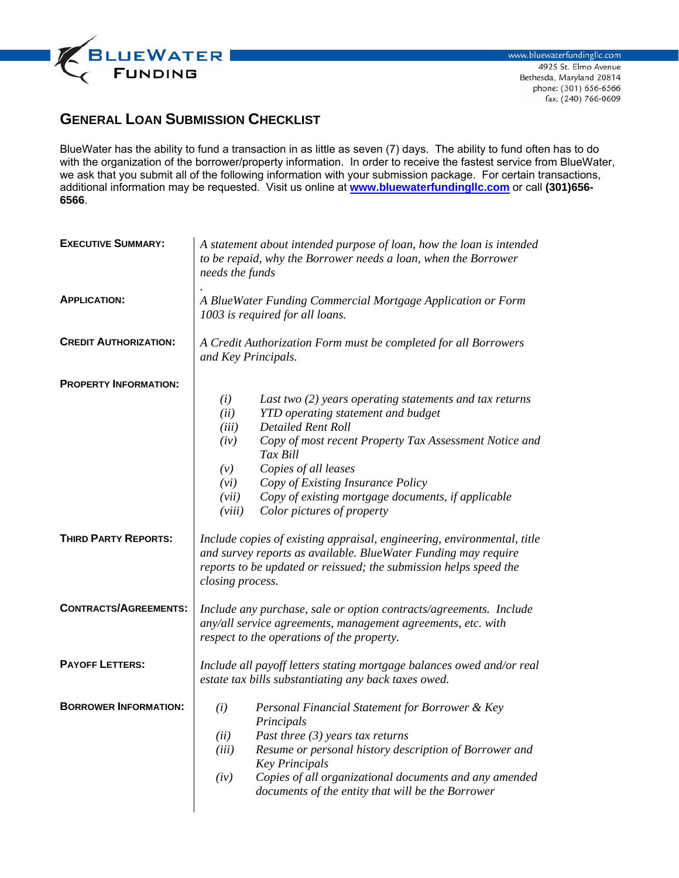BLUEWATER FUNDING

www.bluewaterfundingllc.com
4925 St. Elmo Avenue
Bethesda, Maryland 20814
phone: (301) 656-6566
fax: (240) 766-0609

# GENERAL LOAN SUBMISSION CHECKLIST

BlueWater has the ability to fund a transaction in as little as seven (7) days. The ability to fund often has to do with the organization of the borrower/property information. In order to receive the fastest service from BlueWater, we ask that you submit all of the following information with your submission package. For certain transactions, additional information may be requested. Visit us online at [www.bluewaterfundingllc.com](http://www.bluewaterfundingllc.com) or call **(301)656-6566**.

**EXECUTIVE SUMMARY:**

*A statement about intended purpose of loan, how the loan is intended to be repaid, why the Borrower needs a loan, when the Borrower needs the funds*

.

**APPLICATION:**

*A BlueWater Funding Commercial Mortgage Application or Form 1003 is required for all loans.*

**CREDIT AUTHORIZATION:**

*A Credit Authorization Form must be completed for all Borrowers and Key Principals.*

**PROPERTY INFORMATION:**

*(i) Last two (2) years operating statements and tax returns*
*(ii) YTD operating statement and budget*
*(iii) Detailed Rent Roll*
*(iv) Copy of most recent Property Tax Assessment Notice and Tax Bill*
*(v) Copies of all leases*
*(vi) Copy of Existing Insurance Policy*
*(vii) Copy of existing mortgage documents, if applicable*
*(viii) Color pictures of property*

**THIRD PARTY REPORTS:**

*Include copies of existing appraisal, engineering, environmental, title and survey reports as available. BlueWater Funding may require reports to be updated or reissued; the submission helps speed the closing process.*

**CONTRACTS/AGREEMENTS:**

*Include any purchase, sale or option contracts/agreements. Include any/all service agreements, management agreements, etc. with respect to the operations of the property.*

**PAYOFF LETTERS:**

*Include all payoff letters stating mortgage balances owed and/or real estate tax bills substantiating any back taxes owed.*

**BORROWER INFORMATION:**

*(i) Personal Financial Statement for Borrower & Key Principals*
*(ii) Past three (3) years tax returns*
*(iii) Resume or personal history description of Borrower and Key Principals*
*(iv) Copies of all organizational documents and any amended documents of the entity that will be the Borrower*